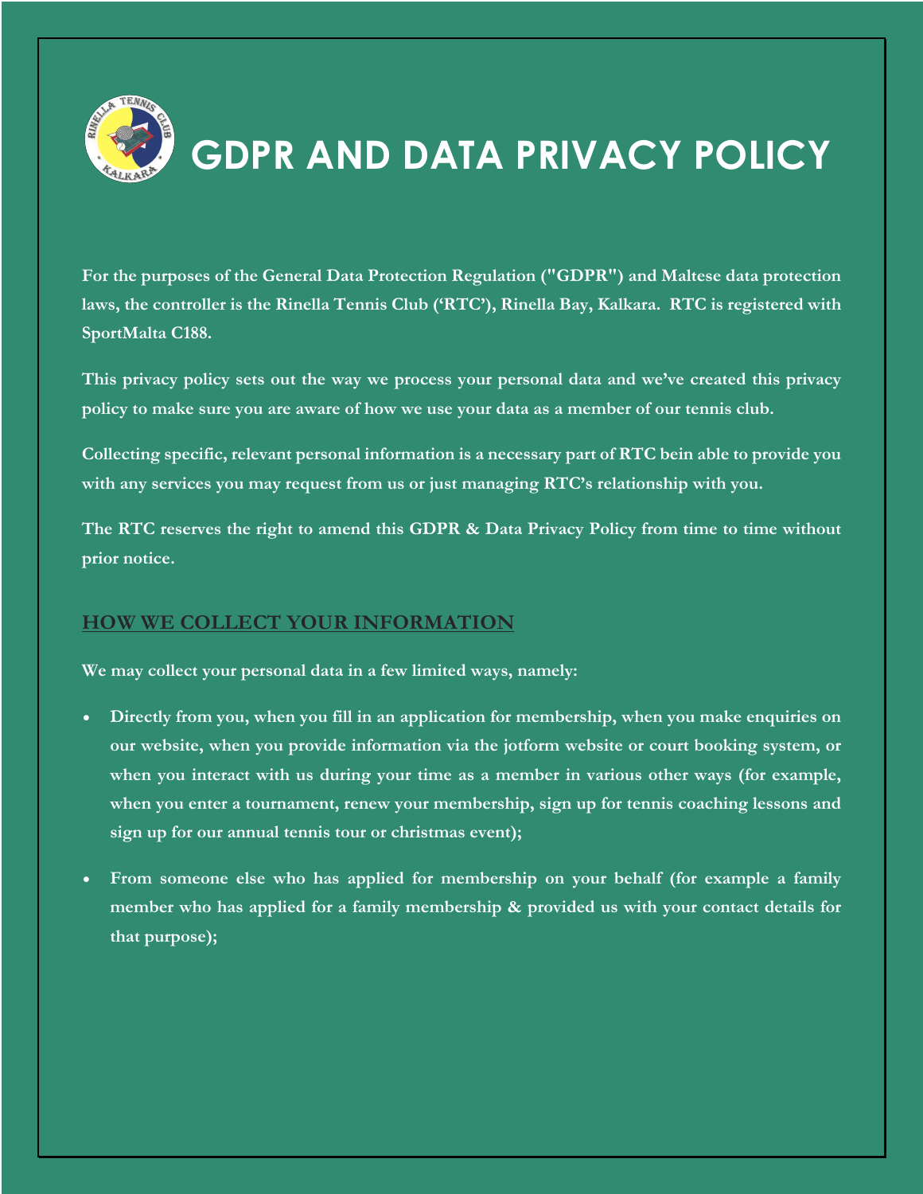# GDPR AND DATA PRIVACY POLICY

**For the purposes of the General Data Protection Regulation ("GDPR") and Maltese data protection laws, the controller is the Rinella Tennis Club ('RTC'), Rinella Bay, Kalkara. RTC is registered with SportMalta C188.**

**This privacy policy sets out the way we process your personal data and we've created this privacy policy to make sure you are aware of how we use your data as a member of our tennis club.**

**Collecting specific, relevant personal information is a necessary part of RTC bein able to provide you with any services you may request from us or just managing RTC's relationship with you.**

**The RTC reserves the right to amend this GDPR & Data Privacy Policy from time to time without prior notice.**

## HOW WE COLLECT YOUR INFORMATION

**We may collect your personal data in a few limited ways, namely:**

- **Directly from you, when you fill in an application for membership, when you make enquiries on our website, when you provide information via the jotform website or court booking system, or when you interact with us during your time as a member in various other ways (for example, when you enter a tournament, renew your membership, sign up for tennis coaching lessons and sign up for our annual tennis tour or christmas event);**
- **From someone else who has applied for membership on your behalf (for example a family member who has applied for a family membership & provided us with your contact details for that purpose);**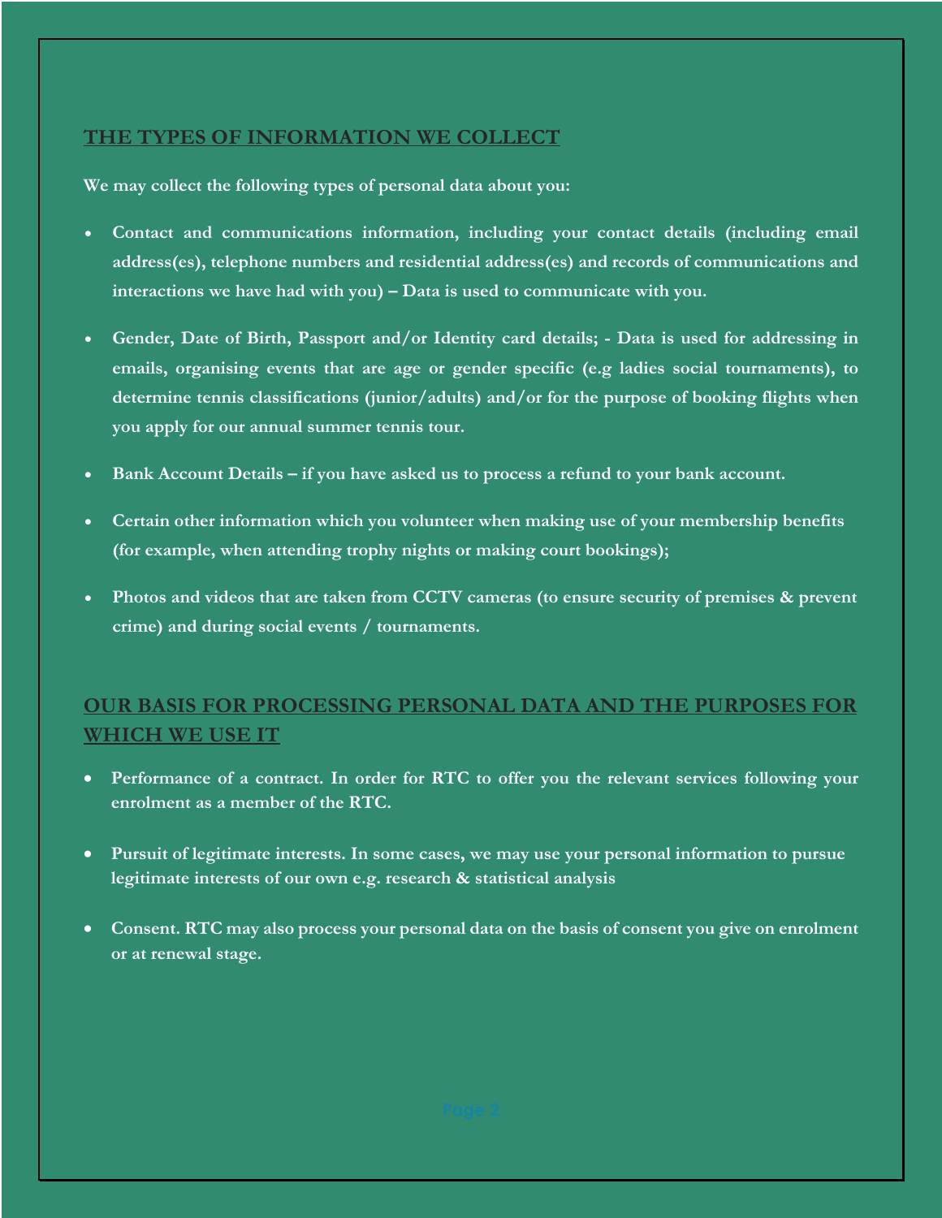## THE TYPES OF INFORMATION WE COLLECT

**We may collect the following types of personal data about you:**

- **Contact and communications information, including your contact details (including email address(es), telephone numbers and residential address(es) and records of communications and interactions we have had with you) – Data is used to communicate with you.**
- **Gender, Date of Birth, Passport and/or Identity card details; - Data is used for addressing in emails, organising events that are age or gender specific (e.g ladies social tournaments), to determine tennis classifications (junior/adults) and/or for the purpose of booking flights when you apply for our annual summer tennis tour.**
- **Bank Account Details – if you have asked us to process a refund to your bank account.**
- **Certain other information which you volunteer when making use of your membership benefits (for example, when attending trophy nights or making court bookings);**
- **Photos and videos that are taken from CCTV cameras (to ensure security of premises & prevent crime) and during social events / tournaments.**

## OUR BASIS FOR PROCESSING PERSONAL DATA AND THE PURPOSES FOR WHICH WE USE IT

- **Performance of a contract. In order for RTC to offer you the relevant services following your enrolment as a member of the RTC.**
- **Pursuit of legitimate interests. In some cases, we may use your personal information to pursue legitimate interests of our own e.g. research & statistical analysis**
- **Consent. RTC may also process your personal data on the basis of consent you give on enrolment or at renewal stage.**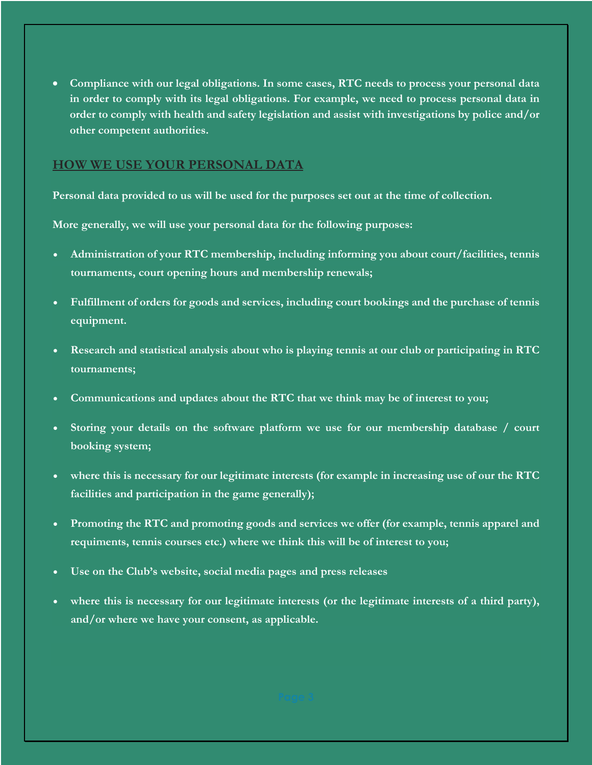- **Compliance with our legal obligations. In some cases, RTC needs to process your personal data in order to comply with its legal obligations. For example, we need to process personal data in order to comply with health and safety legislation and assist with investigations by police and/or other competent authorities.**

## HOW WE USE YOUR PERSONAL DATA

**Personal data provided to us will be used for the purposes set out at the time of collection.**

**More generally, we will use your personal data for the following purposes:**

- **Administration of your RTC membership, including informing you about court/facilities, tennis tournaments, court opening hours and membership renewals;**
- **Fulfillment of orders for goods and services, including court bookings and the purchase of tennis equipment.**
- **Research and statistical analysis about who is playing tennis at our club or participating in RTC tournaments;**
- **Communications and updates about the RTC that we think may be of interest to you;**
- **Storing your details on the software platform we use for our membership database / court booking system;**
- **where this is necessary for our legitimate interests (for example in increasing use of our the RTC facilities and participation in the game generally);**
- **Promoting the RTC and promoting goods and services we offer (for example, tennis apparel and requiments, tennis courses etc.) where we think this will be of interest to you;**
- **Use on the Club's website, social media pages and press releases**
- **where this is necessary for our legitimate interests (or the legitimate interests of a third party), and/or where we have your consent, as applicable.**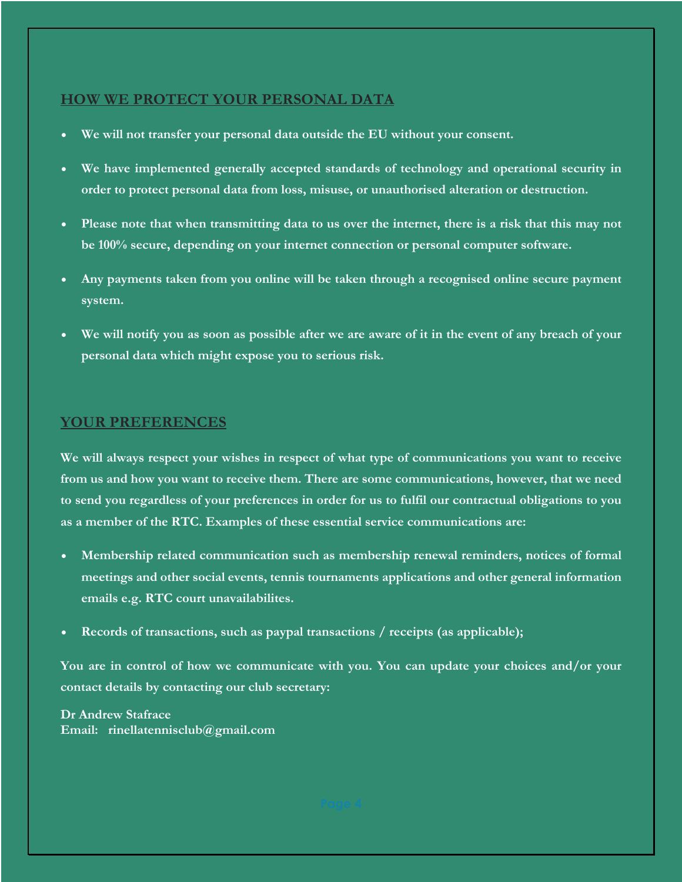## HOW WE PROTECT YOUR PERSONAL DATA

- We will not transfer your personal data outside the EU without your consent.
- We have implemented generally accepted standards of technology and operational security in order to protect personal data from loss, misuse, or unauthorised alteration or destruction.
- Please note that when transmitting data to us over the internet, there is a risk that this may not be 100% secure, depending on your internet connection or personal computer software.
- Any payments taken from you online will be taken through a recognised online secure payment system.
- We will notify you as soon as possible after we are aware of it in the event of any breach of your personal data which might expose you to serious risk.

## YOUR PREFERENCES

We will always respect your wishes in respect of what type of communications you want to receive from us and how you want to receive them. There are some communications, however, that we need to send you regardless of your preferences in order for us to fulfil our contractual obligations to you as a member of the RTC. Examples of these essential service communications are:

- Membership related communication such as membership renewal reminders, notices of formal meetings and other social events, tennis tournaments applications and other general information emails e.g. RTC court unavailabilites.
- Records of transactions, such as paypal transactions / receipts (as applicable);

You are in control of how we communicate with you. You can update your choices and/or your contact details by contacting our club secretary:

Dr Andrew Stafrace
Email: rinellatennisclub@gmail.com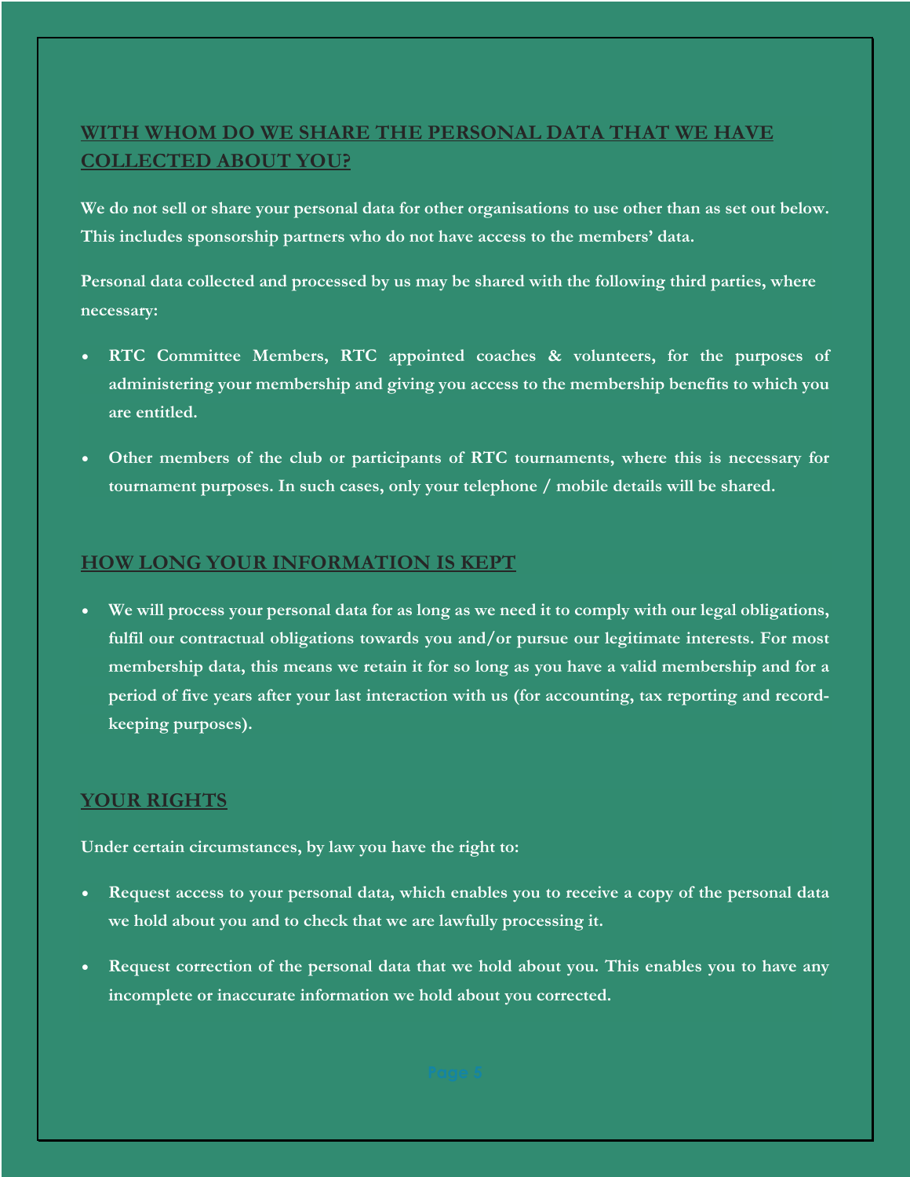## WITH WHOM DO WE SHARE THE PERSONAL DATA THAT WE HAVE COLLECTED ABOUT YOU?

We do not sell or share your personal data for other organisations to use other than as set out below. This includes sponsorship partners who do not have access to the members' data.

Personal data collected and processed by us may be shared with the following third parties, where necessary:

- RTC Committee Members, RTC appointed coaches & volunteers, for the purposes of administering your membership and giving you access to the membership benefits to which you are entitled.
- Other members of the club or participants of RTC tournaments, where this is necessary for tournament purposes. In such cases, only your telephone / mobile details will be shared.

## HOW LONG YOUR INFORMATION IS KEPT

- We will process your personal data for as long as we need it to comply with our legal obligations, fulfil our contractual obligations towards you and/or pursue our legitimate interests. For most membership data, this means we retain it for so long as you have a valid membership and for a period of five years after your last interaction with us (for accounting, tax reporting and record-keeping purposes).

## YOUR RIGHTS

Under certain circumstances, by law you have the right to:

- Request access to your personal data, which enables you to receive a copy of the personal data we hold about you and to check that we are lawfully processing it.
- Request correction of the personal data that we hold about you. This enables you to have any incomplete or inaccurate information we hold about you corrected.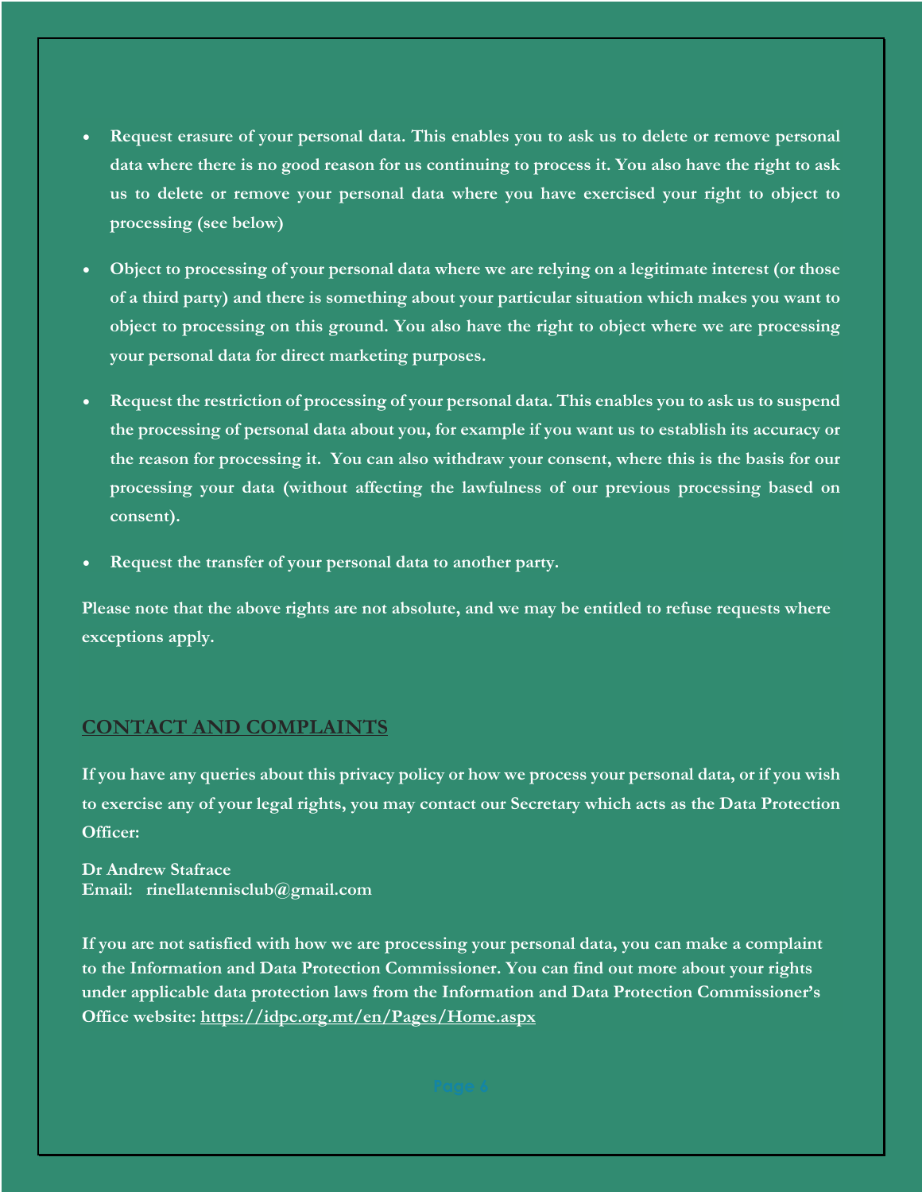- **Request erasure of your personal data. This enables you to ask us to delete or remove personal data where there is no good reason for us continuing to process it. You also have the right to ask us to delete or remove your personal data where you have exercised your right to object to processing (see below)**

- **Object to processing of your personal data where we are relying on a legitimate interest (or those of a third party) and there is something about your particular situation which makes you want to object to processing on this ground. You also have the right to object where we are processing your personal data for direct marketing purposes.**

- **Request the restriction of processing of your personal data. This enables you to ask us to suspend the processing of personal data about you, for example if you want us to establish its accuracy or the reason for processing it. You can also withdraw your consent, where this is the basis for our processing your data (without affecting the lawfulness of our previous processing based on consent).**

- **Request the transfer of your personal data to another party.**

**Please note that the above rights are not absolute, and we may be entitled to refuse requests where exceptions apply.**

## CONTACT AND COMPLAINTS

**If you have any queries about this privacy policy or how we process your personal data, or if you wish to exercise any of your legal rights, you may contact our Secretary which acts as the Data Protection Officer:**

**Dr Andrew Stafrace**
**Email: rinellatennisclub@gmail.com**

**If you are not satisfied with how we are processing your personal data, you can make a complaint to the Information and Data Protection Commissioner. You can find out more about your rights under applicable data protection laws from the Information and Data Protection Commissioner's Office website: https://idpc.org.mt/en/Pages/Home.aspx**